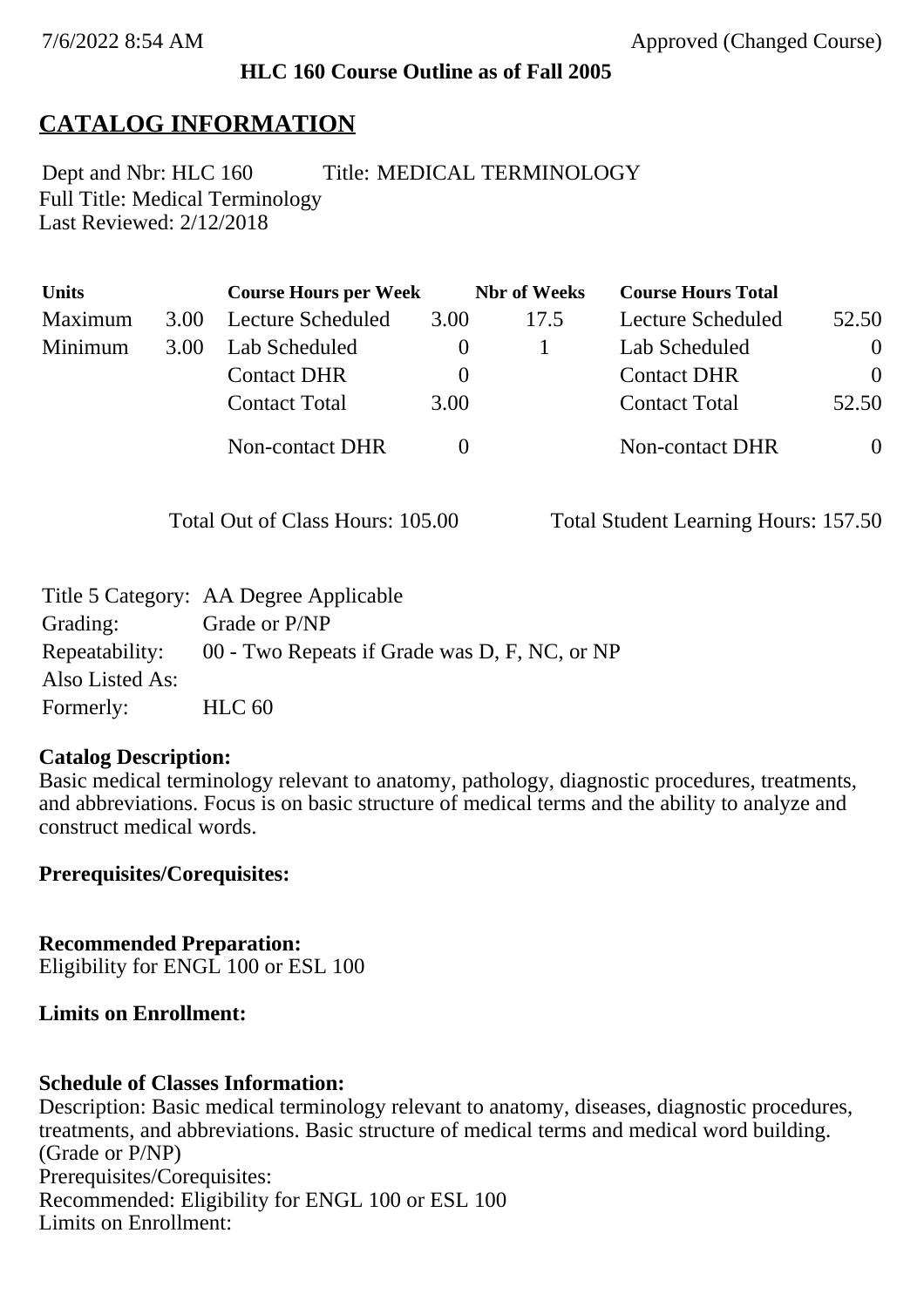7/6/2022 8:54 AM Approved (Changed Course)

**HLC 160 Course Outline as of Fall 2005**

# CATALOG INFORMATION

Dept and Nbr: HLC 160 Title: MEDICAL TERMINOLOGY
Full Title: Medical Terminology
Last Reviewed: 2/12/2018

| Units | | Course Hours per Week | | Nbr of Weeks | Course Hours Total | |
|---|---|---|---|---|---|---|
| Maximum | 3.00 | Lecture Scheduled | 3.00 | 17.5 | Lecture Scheduled | 52.50 |
| Minimum | 3.00 | Lab Scheduled | 0 | 1 | Lab Scheduled | 0 |
| | | Contact DHR | 0 | | Contact DHR | 0 |
| | | Contact Total | 3.00 | | Contact Total | 52.50 |
| | | Non-contact DHR | 0 | | Non-contact DHR | 0 |

Total Out of Class Hours: 105.00 Total Student Learning Hours: 157.50

Title 5 Category: AA Degree Applicable
Grading: Grade or P/NP
Repeatability: 00 - Two Repeats if Grade was D, F, NC, or NP
Also Listed As:
Formerly: HLC 60

**Catalog Description:**
Basic medical terminology relevant to anatomy, pathology, diagnostic procedures, treatments, and abbreviations. Focus is on basic structure of medical terms and the ability to analyze and construct medical words.

**Prerequisites/Corequisites:**

**Recommended Preparation:**
Eligibility for ENGL 100 or ESL 100

**Limits on Enrollment:**

**Schedule of Classes Information:**
Description: Basic medical terminology relevant to anatomy, diseases, diagnostic procedures, treatments, and abbreviations. Basic structure of medical terms and medical word building. (Grade or P/NP)
Prerequisites/Corequisites:
Recommended: Eligibility for ENGL 100 or ESL 100
Limits on Enrollment: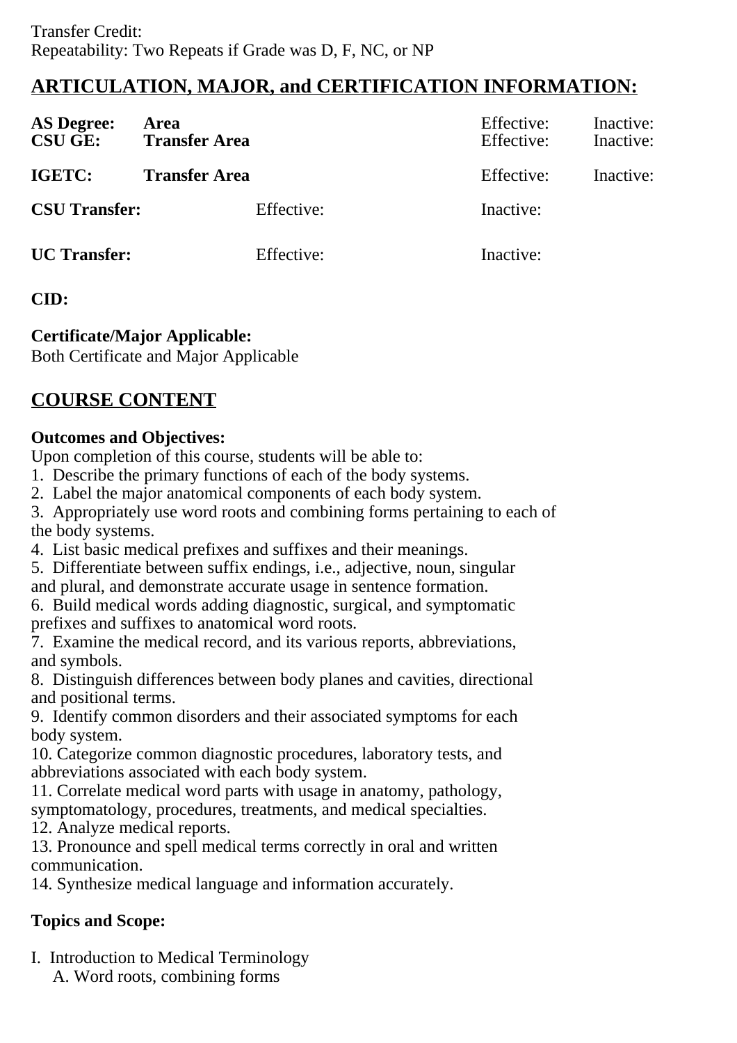Transfer Credit:
Repeatability: Two Repeats if Grade was D, F, NC, or NP

## ARTICULATION, MAJOR, and CERTIFICATION INFORMATION:

| | | | |
|---|---|---|---|
| **AS Degree:** | **Area** | Effective: | Inactive: |
| **CSU GE:** | **Transfer Area** | Effective: | Inactive: |
| **IGETC:** | **Transfer Area** | Effective: | Inactive: |
| **CSU Transfer:** | Effective: | Inactive: | |
| **UC Transfer:** | Effective: | Inactive: | |

**CID:**

**Certificate/Major Applicable:**
Both Certificate and Major Applicable

## COURSE CONTENT

**Outcomes and Objectives:**
Upon completion of this course, students will be able to:
1. Describe the primary functions of each of the body systems.
2. Label the major anatomical components of each body system.
3. Appropriately use word roots and combining forms pertaining to each of the body systems.
4. List basic medical prefixes and suffixes and their meanings.
5. Differentiate between suffix endings, i.e., adjective, noun, singular and plural, and demonstrate accurate usage in sentence formation.
6. Build medical words adding diagnostic, surgical, and symptomatic prefixes and suffixes to anatomical word roots.
7. Examine the medical record, and its various reports, abbreviations, and symbols.
8. Distinguish differences between body planes and cavities, directional and positional terms.
9. Identify common disorders and their associated symptoms for each body system.
10. Categorize common diagnostic procedures, laboratory tests, and abbreviations associated with each body system.
11. Correlate medical word parts with usage in anatomy, pathology, symptomatology, procedures, treatments, and medical specialties.
12. Analyze medical reports.
13. Pronounce and spell medical terms correctly in oral and written communication.
14. Synthesize medical language and information accurately.

**Topics and Scope:**

I. Introduction to Medical Terminology
   A. Word roots, combining forms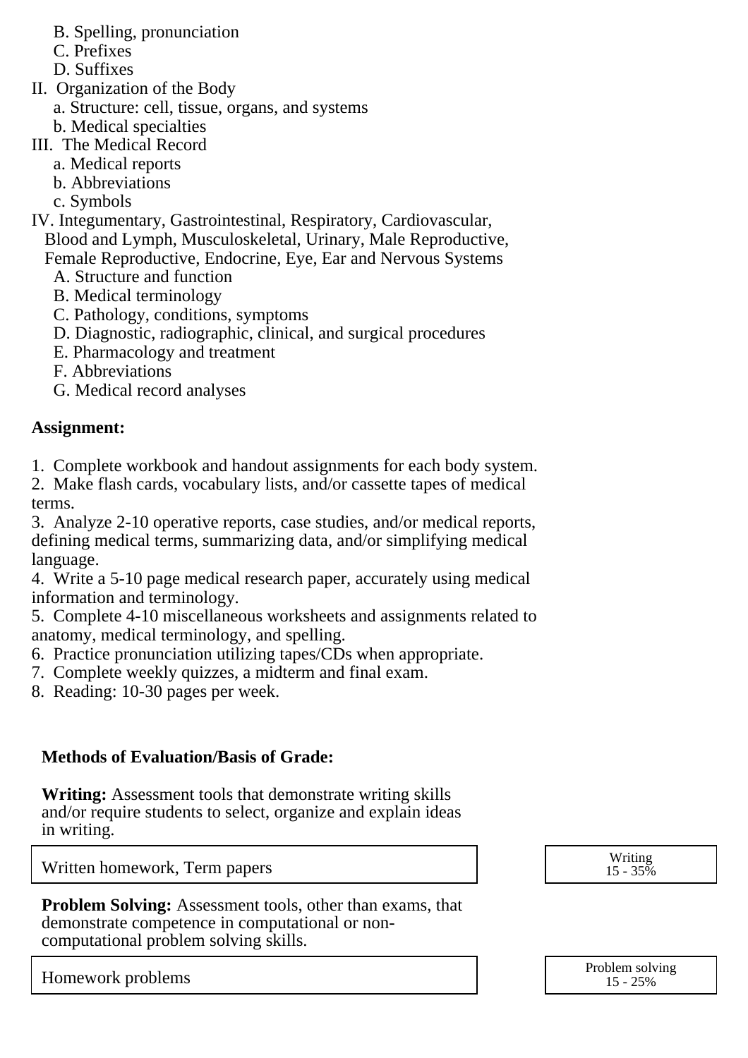B. Spelling, pronunciation
   C. Prefixes
   D. Suffixes

II. Organization of the Body
   a. Structure: cell, tissue, organs, and systems
   b. Medical specialties

III. The Medical Record
   a. Medical reports
   b. Abbreviations
   c. Symbols

IV. Integumentary, Gastrointestinal, Respiratory, Cardiovascular, Blood and Lymph, Musculoskeletal, Urinary, Male Reproductive, Female Reproductive, Endocrine, Eye, Ear and Nervous Systems
   A. Structure and function
   B. Medical terminology
   C. Pathology, conditions, symptoms
   D. Diagnostic, radiographic, clinical, and surgical procedures
   E. Pharmacology and treatment
   F. Abbreviations
   G. Medical record analyses

**Assignment:**

1. Complete workbook and handout assignments for each body system.
2. Make flash cards, vocabulary lists, and/or cassette tapes of medical terms.
3. Analyze 2-10 operative reports, case studies, and/or medical reports, defining medical terms, summarizing data, and/or simplifying medical language.
4. Write a 5-10 page medical research paper, accurately using medical information and terminology.
5. Complete 4-10 miscellaneous worksheets and assignments related to anatomy, medical terminology, and spelling.
6. Practice pronunciation utilizing tapes/CDs when appropriate.
7. Complete weekly quizzes, a midterm and final exam.
8. Reading: 10-30 pages per week.

**Methods of Evaluation/Basis of Grade:**

**Writing:** Assessment tools that demonstrate writing skills and/or require students to select, organize and explain ideas in writing.

| Written homework, Term papers | Writing 15 - 35% |
|---|---|

**Problem Solving:** Assessment tools, other than exams, that demonstrate competence in computational or non-computational problem solving skills.

| Homework problems | Problem solving 15 - 25% |
|---|---|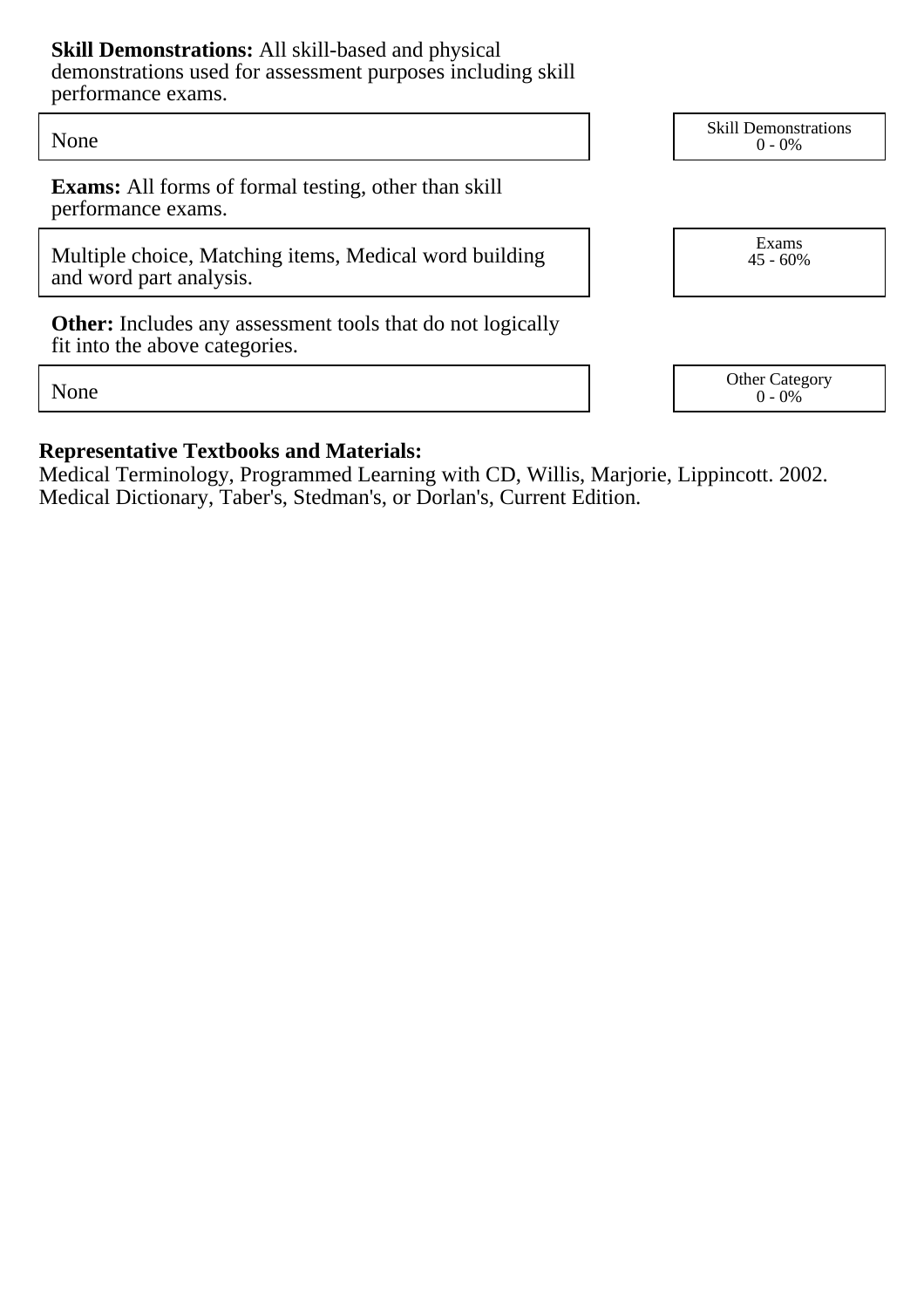**Skill Demonstrations:** All skill-based and physical demonstrations used for assessment purposes including skill performance exams.

None

Skill Demonstrations
0 - 0%

**Exams:** All forms of formal testing, other than skill performance exams.

Multiple choice, Matching items, Medical word building and word part analysis.

Exams
45 - 60%

**Other:** Includes any assessment tools that do not logically fit into the above categories.

None

Other Category
0 - 0%

**Representative Textbooks and Materials:**
Medical Terminology, Programmed Learning with CD, Willis, Marjorie, Lippincott. 2002.
Medical Dictionary, Taber's, Stedman's, or Dorlan's, Current Edition.